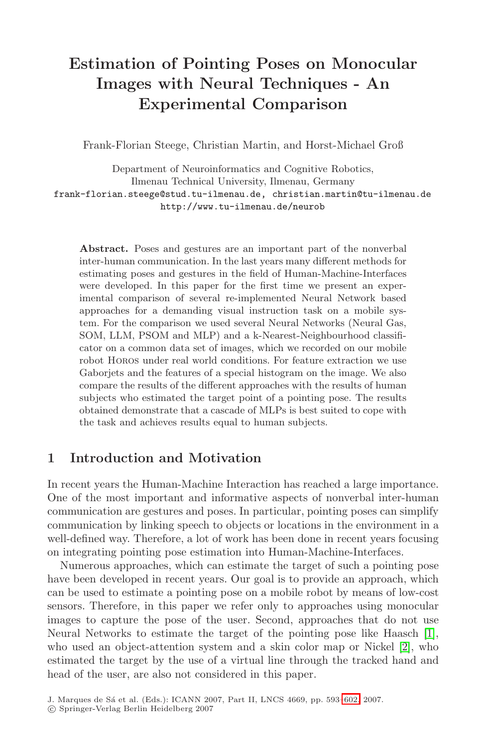# Estimation of Pointing Poses on Monocular Images with Neural Techniques - An Experimental Comparison

Frank-Florian Steege, Christian Martin, and Horst-Michael Groß

Department of Neuroinformatics and Cognitive Robotics,
Ilmenau Technical University, Ilmenau, Germany
frank-florian.steege@stud.tu-ilmenau.de, christian.martin@tu-ilmenau.de
http://www.tu-ilmenau.de/neurob

**Abstract.** Poses and gestures are an important part of the nonverbal inter-human communication. In the last years many different methods for estimating poses and gestures in the field of Human-Machine-Interfaces were developed. In this paper for the first time we present an experimental comparison of several re-implemented Neural Network based approaches for a demanding visual instruction task on a mobile system. For the comparison we used several Neural Networks (Neural Gas, SOM, LLM, PSOM and MLP) and a k-Nearest-Neighbourhood classificator on a common data set of images, which we recorded on our mobile robot Horos under real world conditions. For feature extraction we use Gaborjets and the features of a special histogram on the image. We also compare the results of the different approaches with the results of human subjects who estimated the target point of a pointing pose. The results obtained demonstrate that a cascade of MLPs is best suited to cope with the task and achieves results equal to human subjects.

## 1 Introduction and Motivation

In recent years the Human-Machine Interaction has reached a large importance. One of the most important and informative aspects of nonverbal inter-human communication are gestures and poses. In particular, pointing poses can simplify communication by linking speech to objects or locations in the environment in a well-defined way. Therefore, a lot of work has been done in recent years focusing on integrating pointing pose estimation into Human-Machine-Interfaces.

Numerous approaches, which can estimate the target of such a pointing pose have been developed in recent years. Our goal is to provide an approach, which can be used to estimate a pointing pose on a mobile robot by means of low-cost sensors. Therefore, in this paper we refer only to approaches using monocular images to capture the pose of the user. Second, approaches that do not use Neural Networks to estimate the target of the pointing pose like Haasch [1], who used an object-attention system and a skin color map or Nickel [2], who estimated the target by the use of a virtual line through the tracked hand and head of the user, are also not considered in this paper.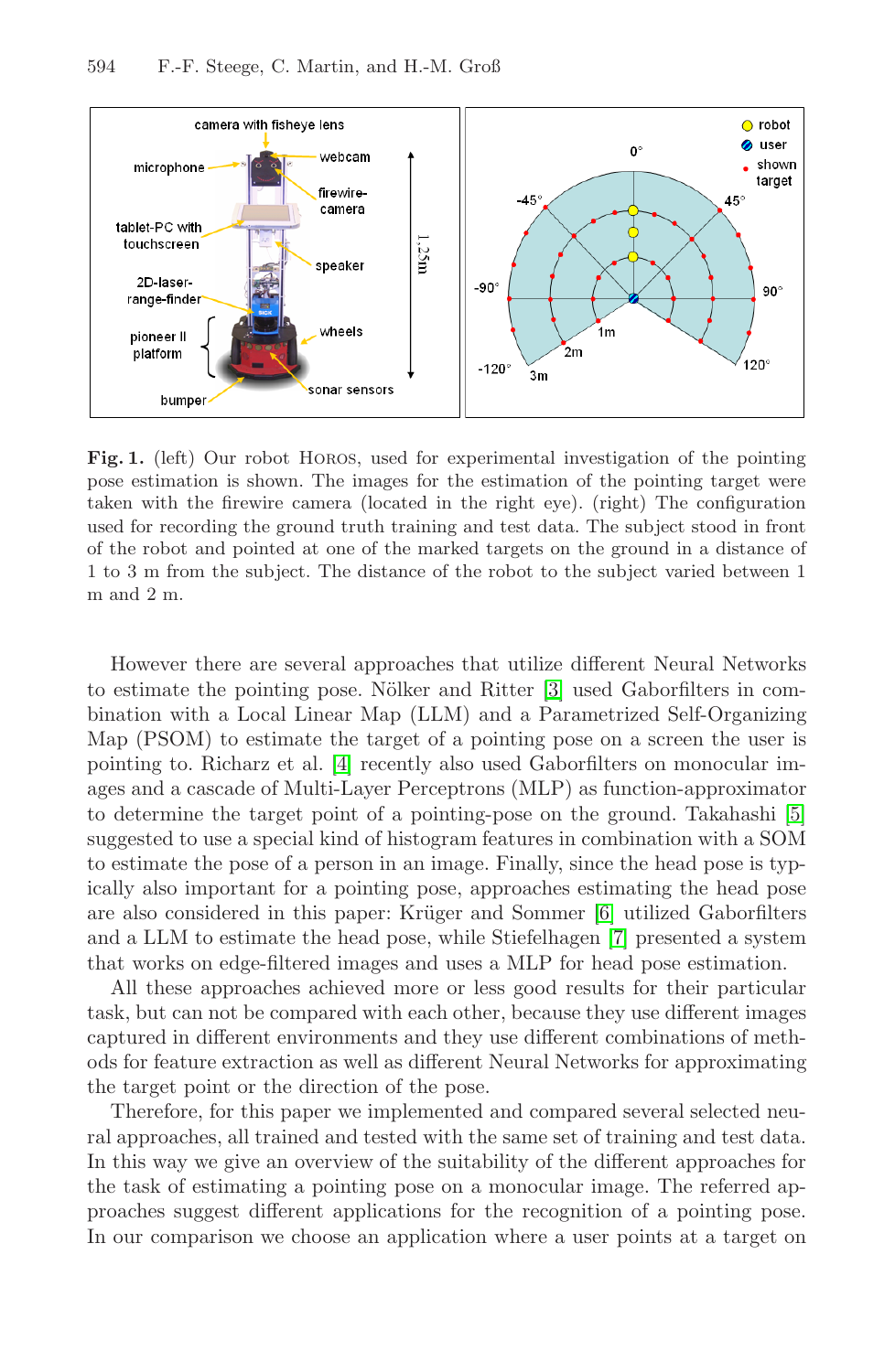camera with fisheye lens
microphone
webcam
firewire-camera
tablet-PC with touchscreen
speaker
2D-laser-range-finder
pioneer II platform
wheels
bumper
sonar sensors
1.25m

robot
user
shown target
0°
-45°
45°
-90°
90°
-120°
120°
1m
2m
3m

**Fig. 1.** (left) Our robot HOROS, used for experimental investigation of the pointing pose estimation is shown. The images for the estimation of the pointing target were taken with the firewire camera (located in the right eye). (right) The configuration used for recording the ground truth training and test data. The subject stood in front of the robot and pointed at one of the marked targets on the ground in a distance of 1 to 3 m from the subject. The distance of the robot to the subject varied between 1 m and 2 m.

However there are several approaches that utilize different Neural Networks to estimate the pointing pose. Nölker and Ritter [3] used Gaborfilters in combination with a Local Linear Map (LLM) and a Parametrized Self-Organizing Map (PSOM) to estimate the target of a pointing pose on a screen the user is pointing to. Richarz et al. [4] recently also used Gaborfilters on monocular images and a cascade of Multi-Layer Perceptrons (MLP) as function-approximator to determine the target point of a pointing-pose on the ground. Takahashi [5] suggested to use a special kind of histogram features in combination with a SOM to estimate the pose of a person in an image. Finally, since the head pose is typically also important for a pointing pose, approaches estimating the head pose are also considered in this paper: Krüger and Sommer [6] utilized Gaborfilters and a LLM to estimate the head pose, while Stiefelhagen [7] presented a system that works on edge-filtered images and uses a MLP for head pose estimation.

All these approaches achieved more or less good results for their particular task, but can not be compared with each other, because they use different images captured in different environments and they use different combinations of methods for feature extraction as well as different Neural Networks for approximating the target point or the direction of the pose.

Therefore, for this paper we implemented and compared several selected neural approaches, all trained and tested with the same set of training and test data. In this way we give an overview of the suitability of the different approaches for the task of estimating a pointing pose on a monocular image. The referred approaches suggest different applications for the recognition of a pointing pose. In our comparison we choose an application where a user points at a target on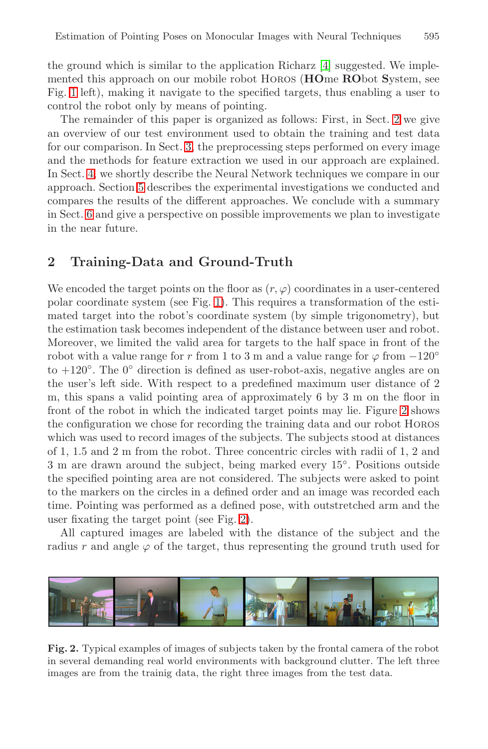the ground which is similar to the application Richarz [4] suggested. We implemented this approach on our mobile robot Horos (**HO**me **RO**bot **S**ystem, see Fig. 1 left), making it navigate to the specified targets, thus enabling a user to control the robot only by means of pointing.

The remainder of this paper is organized as follows: First, in Sect. 2 we give an overview of our test environment used to obtain the training and test data for our comparison. In Sect. 3, the preprocessing steps performed on every image and the methods for feature extraction we used in our approach are explained. In Sect. 4, we shortly describe the Neural Network techniques we compare in our approach. Section 5 describes the experimental investigations we conducted and compares the results of the different approaches. We conclude with a summary in Sect. 6 and give a perspective on possible improvements we plan to investigate in the near future.

## 2 Training-Data and Ground-Truth

We encoded the target points on the floor as $(r, \varphi)$ coordinates in a user-centered polar coordinate system (see Fig. 1). This requires a transformation of the estimated target into the robot's coordinate system (by simple trigonometry), but the estimation task becomes independent of the distance between user and robot. Moreover, we limited the valid area for targets to the half space in front of the robot with a value range for $r$ from 1 to 3 m and a value range for $\varphi$ from $-120°$ to $+120°$. The $0°$ direction is defined as user-robot-axis, negative angles are on the user's left side. With respect to a predefined maximum user distance of 2 m, this spans a valid pointing area of approximately 6 by 3 m on the floor in front of the robot in which the indicated target points may lie. Figure 2 shows the configuration we chose for recording the training data and our robot Horos which was used to record images of the subjects. The subjects stood at distances of 1, 1.5 and 2 m from the robot. Three concentric circles with radii of 1, 2 and 3 m are drawn around the subject, being marked every $15°$. Positions outside the specified pointing area are not considered. The subjects were asked to point to the markers on the circles in a defined order and an image was recorded each time. Pointing was performed as a defined pose, with outstretched arm and the user fixating the target point (see Fig. 2).

All captured images are labeled with the distance of the subject and the radius $r$ and angle $\varphi$ of the target, thus representing the ground truth used for

**Fig. 2.** Typical examples of images of subjects taken by the frontal camera of the robot in several demanding real world environments with background clutter. The left three images are from the trainig data, the right three images from the test data.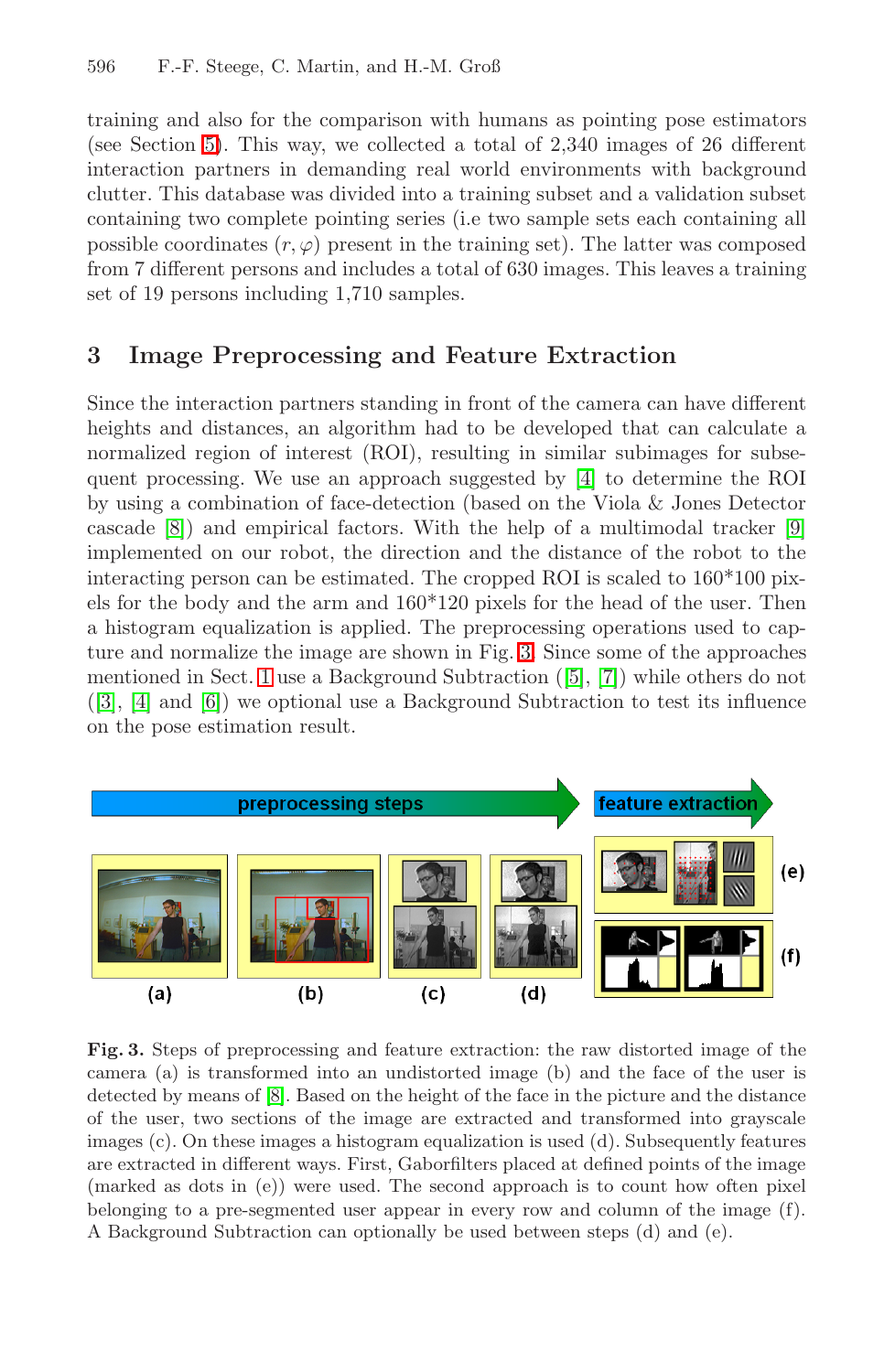training and also for the comparison with humans as pointing pose estimators (see Section 5). This way, we collected a total of 2,340 images of 26 different interaction partners in demanding real world environments with background clutter. This database was divided into a training subset and a validation subset containing two complete pointing series (i.e two sample sets each containing all possible coordinates $(r, \varphi)$ present in the training set). The latter was composed from 7 different persons and includes a total of 630 images. This leaves a training set of 19 persons including 1,710 samples.

## 3 Image Preprocessing and Feature Extraction

Since the interaction partners standing in front of the camera can have different heights and distances, an algorithm had to be developed that can calculate a normalized region of interest (ROI), resulting in similar subimages for subsequent processing. We use an approach suggested by [4] to determine the ROI by using a combination of face-detection (based on the Viola & Jones Detector cascade [8]) and empirical factors. With the help of a multimodal tracker [9] implemented on our robot, the direction and the distance of the robot to the interacting person can be estimated. The cropped ROI is scaled to 160*100 pixels for the body and the arm and 160*120 pixels for the head of the user. Then a histogram equalization is applied. The preprocessing operations used to capture and normalize the image are shown in Fig. 3. Since some of the approaches mentioned in Sect. 1 use a Background Subtraction ([5], [7]) while others do not ([3], [4] and [6]) we optional use a Background Subtraction to test its influence on the pose estimation result.

**Fig. 3.** Steps of preprocessing and feature extraction: the raw distorted image of the camera (a) is transformed into an undistorted image (b) and the face of the user is detected by means of [8]. Based on the height of the face in the picture and the distance of the user, two sections of the image are extracted and transformed into grayscale images (c). On these images a histogram equalization is used (d). Subsequently features are extracted in different ways. First, Gaborfilters placed at defined points of the image (marked as dots in (e)) were used. The second approach is to count how often pixel belonging to a pre-segmented user appear in every row and column of the image (f). A Background Subtraction can optionally be used between steps (d) and (e).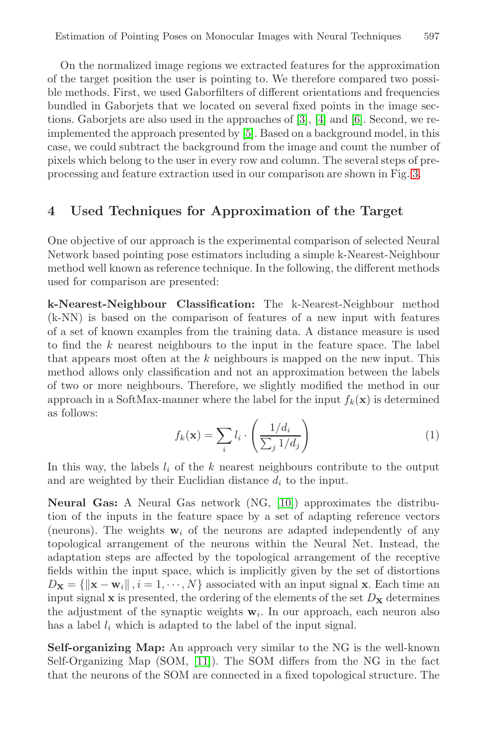On the normalized image regions we extracted features for the approximation of the target position the user is pointing to. We therefore compared two possible methods. First, we used Gaborfilters of different orientations and frequencies bundled in Gaborjets that we located on several fixed points in the image sections. Gaborjets are also used in the approaches of [3], [4] and [6]. Second, we reimplemented the approach presented by [5]. Based on a background model, in this case, we could subtract the background from the image and count the number of pixels which belong to the user in every row and column. The several steps of preprocessing and feature extraction used in our comparison are shown in Fig. 3.

## 4 Used Techniques for Approximation of the Target

One objective of our approach is the experimental comparison of selected Neural Network based pointing pose estimators including a simple k-Nearest-Neighbour method well known as reference technique. In the following, the different methods used for comparison are presented:

**k-Nearest-Neighbour Classification:** The k-Nearest-Neighbour method (k-NN) is based on the comparison of features of a new input with features of a set of known examples from the training data. A distance measure is used to find the $k$ nearest neighbours to the input in the feature space. The label that appears most often at the $k$ neighbours is mapped on the new input. This method allows only classification and not an approximation between the labels of two or more neighbours. Therefore, we slightly modified the method in our approach in a SoftMax-manner where the label for the input $f_k(\mathbf{x})$ is determined as follows:

$$f_k(\mathbf{x}) = \sum_i l_i \cdot \left( \frac{1/d_i}{\sum_j 1/d_j} \right) \tag{1}$$

In this way, the labels $l_i$ of the $k$ nearest neighbours contribute to the output and are weighted by their Euclidian distance $d_i$ to the input.

**Neural Gas:** A Neural Gas network (NG, [10]) approximates the distribution of the inputs in the feature space by a set of adapting reference vectors (neurons). The weights $\mathbf{w}_i$ of the neurons are adapted independently of any topological arrangement of the neurons within the Neural Net. Instead, the adaptation steps are affected by the topological arrangement of the receptive fields within the input space, which is implicitly given by the set of distortions $D_{\mathbf{x}} = \{\|\mathbf{x} - \mathbf{w}_i\|, i = 1, \cdots, N\}$ associated with an input signal $\mathbf{x}$. Each time an input signal $\mathbf{x}$ is presented, the ordering of the elements of the set $D_{\mathbf{x}}$ determines the adjustment of the synaptic weights $\mathbf{w}_i$. In our approach, each neuron also has a label $l_i$ which is adapted to the label of the input signal.

**Self-organizing Map:** An approach very similar to the NG is the well-known Self-Organizing Map (SOM, [11]). The SOM differs from the NG in the fact that the neurons of the SOM are connected in a fixed topological structure. The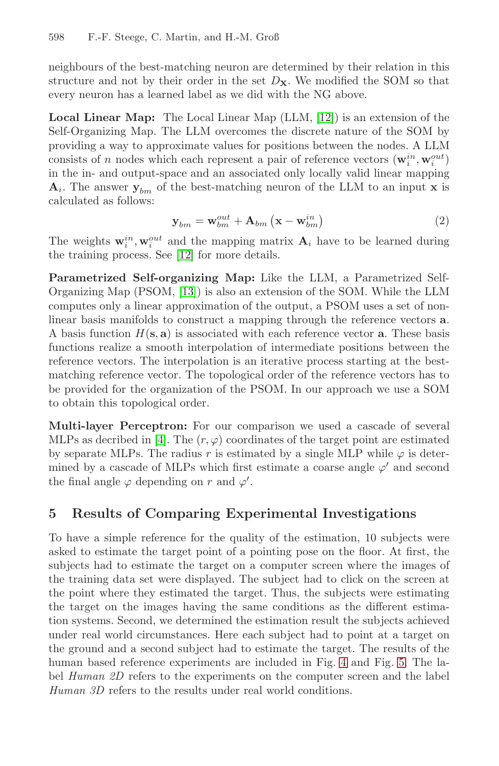neighbours of the best-matching neuron are determined by their relation in this structure and not by their order in the set $D_{\mathbf{X}}$. We modified the SOM so that every neuron has a learned label as we did with the NG above.

**Local Linear Map:** The Local Linear Map (LLM, [12]) is an extension of the Self-Organizing Map. The LLM overcomes the discrete nature of the SOM by providing a way to approximate values for positions between the nodes. A LLM consists of $n$ nodes which each represent a pair of reference vectors $(\mathbf{w}_i^{in}, \mathbf{w}_i^{out})$ in the in- and output-space and an associated only locally valid linear mapping $\mathbf{A}_i$. The answer $\mathbf{y}_{bm}$ of the best-matching neuron of the LLM to an input $\mathbf{x}$ is calculated as follows:

$$\mathbf{y}_{bm} = \mathbf{w}_{bm}^{out} + \mathbf{A}_{bm} \left( \mathbf{x} - \mathbf{w}_{bm}^{in} \right) \tag{2}$$

The weights $\mathbf{w}_i^{in}, \mathbf{w}_i^{out}$ and the mapping matrix $\mathbf{A}_i$ have to be learned during the training process. See [12] for more details.

**Parametrized Self-organizing Map:** Like the LLM, a Parametrized Self-Organizing Map (PSOM, [13]) is also an extension of the SOM. While the LLM computes only a linear approximation of the output, a PSOM uses a set of non-linear basis manifolds to construct a mapping through the reference vectors $\mathbf{a}$. A basis function $H(\mathbf{s}, \mathbf{a})$ is associated with each reference vector $\mathbf{a}$. These basis functions realize a smooth interpolation of intermediate positions between the reference vectors. The interpolation is an iterative process starting at the best-matching reference vector. The topological order of the reference vectors has to be provided for the organization of the PSOM. In our approach we use a SOM to obtain this topological order.

**Multi-layer Perceptron:** For our comparison we used a cascade of several MLPs as decribed in [4]. The $(r, \varphi)$ coordinates of the target point are estimated by separate MLPs. The radius $r$ is estimated by a single MLP while $\varphi$ is determined by a cascade of MLPs which first estimate a coarse angle $\varphi'$ and second the final angle $\varphi$ depending on $r$ and $\varphi'$.

## 5 Results of Comparing Experimental Investigations

To have a simple reference for the quality of the estimation, 10 subjects were asked to estimate the target point of a pointing pose on the floor. At first, the subjects had to estimate the target on a computer screen where the images of the training data set were displayed. The subject had to click on the screen at the point where they estimated the target. Thus, the subjects were estimating the target on the images having the same conditions as the different estimation systems. Second, we determined the estimation result the subjects achieved under real world circumstances. Here each subject had to point at a target on the ground and a second subject had to estimate the target. The results of the human based reference experiments are included in Fig. 4 and Fig. 5. The label *Human 2D* refers to the experiments on the computer screen and the label *Human 3D* refers to the results under real world conditions.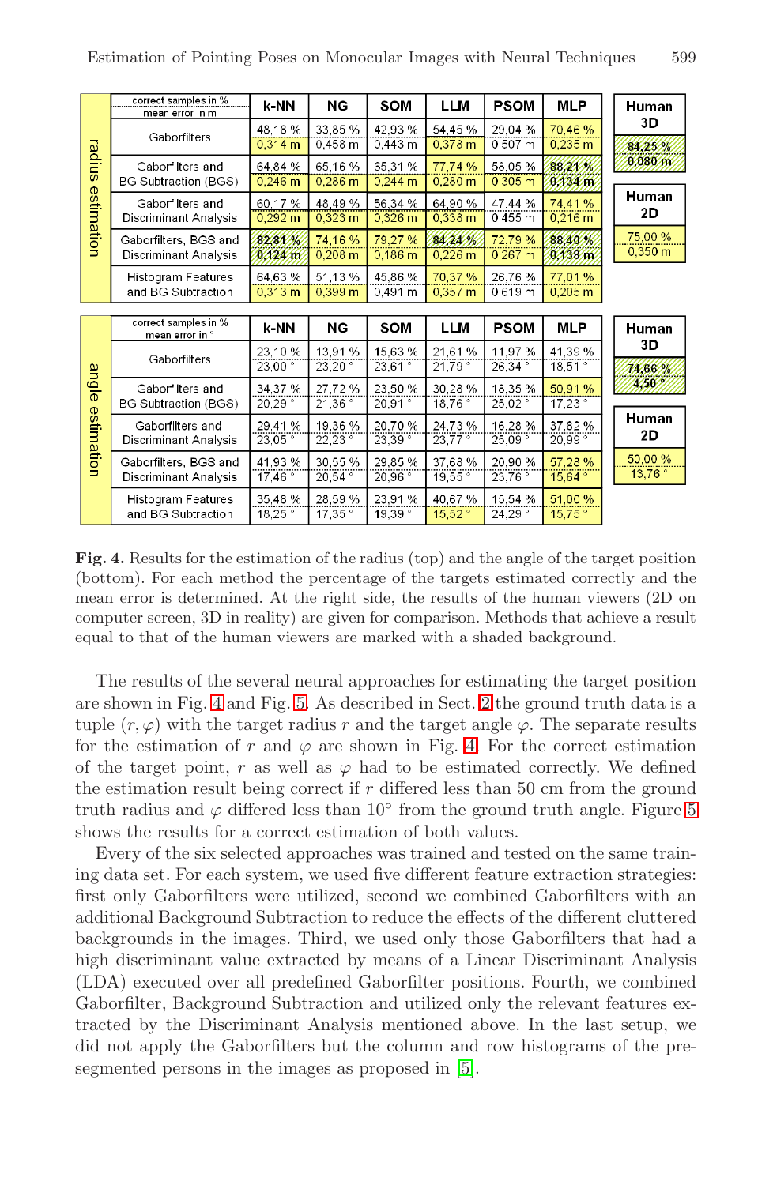| radius estimation (correct samples in % / mean error in m) | k-NN | NG | SOM | LLM | PSOM | MLP |
|---|---|---|---|---|---|---|
| Gaborfilters | 48,18 % / 0,314 m | 33,85 % / 0,458 m | 42,93 % / 0,443 m | 54,45 % / 0,378 m | 29,04 % / 0,507 m | 70,46 % / 0,235 m |
| Gaborfilters and BG Subtraction (BGS) | 64,84 % / 0,246 m | 65,16 % / 0,286 m | 65,31 % / 0,244 m | 77,74 % / 0,280 m | 58,05 % / 0,305 m | 88,21 % / 0,134 m |
| Gaborfilters and Discriminant Analysis | 60,17 % / 0,292 m | 48,49 % / 0,323 m | 56,34 % / 0,326 m | 64,90 % / 0,338 m | 47,44 % / 0,455 m | 74,41 % / 0,216 m |
| Gaborfilters, BGS and Discriminant Analysis | 82,81 % / 0,124 m | 74,16 % / 0,208 m | 79,27 % / 0,186 m | 84,24 % / 0,226 m | 72,79 % / 0,267 m | 88,40 % / 0,138 m |
| Histogram Features and BG Subtraction | 64,63 % / 0,313 m | 51,13 % / 0,399 m | 45,86 % / 0,491 m | 70,37 % / 0,357 m | 26,76 % / 0,619 m | 77,01 % / 0,205 m |

| Human 3D | Human 2D |
|---|---|
| 84,25 % / 0,080 m | 75,00 % / 0,350 m |

| angle estimation (correct samples in % / mean error in °) | k-NN | NG | SOM | LLM | PSOM | MLP |
|---|---|---|---|---|---|---|
| Gaborfilters | 23,10 % / 23,00 ° | 13,91 % / 23,20 ° | 15,63 % / 23,61 ° | 21,61 % / 21,79 ° | 11,97 % / 26,34 ° | 41,39 % / 18,51 ° |
| Gaborfilters and BG Subtraction (BGS) | 34,37 % / 20,29 ° | 27,72 % / 21,36 ° | 23,50 % / 20,91 ° | 30,28 % / 18,76 ° | 18,35 % / 25,02 ° | 50,91 % / 17,23 ° |
| Gaborfilters and Discriminant Analysis | 29,41 % / 23,05 ° | 19,36 % / 22,23 ° | 20,70 % / 23,39 ° | 24,73 % / 23,77 ° | 16,28 % / 25,09 ° | 37,82 % / 20,99 ° |
| Gaborfilters, BGS and Discriminant Analysis | 41,93 % / 17,46 ° | 30,55 % / 20,54 ° | 29,85 % / 20,96 ° | 37,68 % / 19,55 ° | 20,90 % / 23,76 ° | 57,28 % / 15,64 ° |
| Histogram Features and BG Subtraction | 35,48 % / 18,25 ° | 28,59 % / 17,35 ° | 23,91 % / 19,39 ° | 40,67 % / 15,52 ° | 15,54 % / 24,29 ° | 51,00 % / 15,75 ° |

| Human 3D | Human 2D |
|---|---|
| 74,66 % / 4,50 ° | 50,00 % / 13,76 ° |

**Fig. 4.** Results for the estimation of the radius (top) and the angle of the target position (bottom). For each method the percentage of the targets estimated correctly and the mean error is determined. At the right side, the results of the human viewers (2D on computer screen, 3D in reality) are given for comparison. Methods that achieve a result equal to that of the human viewers are marked with a shaded background.

The results of the several neural approaches for estimating the target position are shown in Fig. 4 and Fig. 5. As described in Sect. 2 the ground truth data is a tuple $(r, \varphi)$ with the target radius $r$ and the target angle $\varphi$. The separate results for the estimation of $r$ and $\varphi$ are shown in Fig. 4. For the correct estimation of the target point, $r$ as well as $\varphi$ had to be estimated correctly. We defined the estimation result being correct if $r$ differed less than 50 cm from the ground truth radius and $\varphi$ differed less than 10° from the ground truth angle. Figure 5 shows the results for a correct estimation of both values.

Every of the six selected approaches was trained and tested on the same training data set. For each system, we used five different feature extraction strategies: first only Gaborfilters were utilized, second we combined Gaborfilters with an additional Background Subtraction to reduce the effects of the different cluttered backgrounds in the images. Third, we used only those Gaborfilters that had a high discriminant value extracted by means of a Linear Discriminant Analysis (LDA) executed over all predefined Gaborfilter positions. Fourth, we combined Gaborfilter, Background Subtraction and utilized only the relevant features extracted by the Discriminant Analysis mentioned above. In the last setup, we did not apply the Gaborfilters but the column and row histograms of the pre-segmented persons in the images as proposed in [5].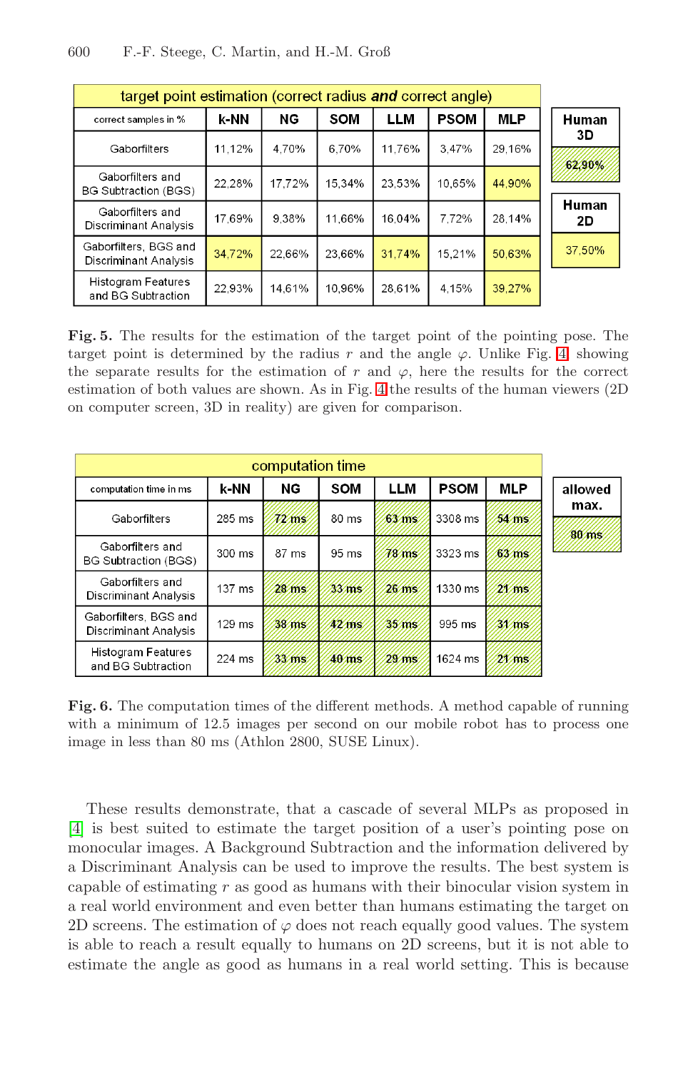| target point estimation (correct radius ***and*** correct angle) | | | | | | |
|---|---|---|---|---|---|---|
| correct samples in % | k-NN | NG | SOM | LLM | PSOM | MLP |
| Gaborfilters | 11,12% | 4,70% | 6,70% | 11,76% | 3,47% | 29,16% |
| Gaborfilters and BG Subtraction (BGS) | 22,28% | 17,72% | 15,34% | 23,53% | 10,65% | 44,90% |
| Gaborfilters and Discriminant Analysis | 17,69% | 9,38% | 11,66% | 16,04% | 7,72% | 28,14% |
| Gaborfilters, BGS and Discriminant Analysis | 34,72% | 22,66% | 23,66% | 31,74% | 15,21% | 50,63% |
| Histogram Features and BG Subtraction | 22,93% | 14,61% | 10,96% | 28,61% | 4,15% | 39,27% |

| Human 3D | Human 2D |
|---|---|
| 62,90% | 37,50% |

**Fig. 5.** The results for the estimation of the target point of the pointing pose. The target point is determined by the radius $r$ and the angle $\varphi$. Unlike Fig. 4 showing the separate results for the estimation of $r$ and $\varphi$, here the results for the correct estimation of both values are shown. As in Fig. 4 the results of the human viewers (2D on computer screen, 3D in reality) are given for comparison.

| computation time | | | | | | |
|---|---|---|---|---|---|---|
| computation time in ms | k-NN | NG | SOM | LLM | PSOM | MLP |
| Gaborfilters | 285 ms | 72 ms | 80 ms | 63 ms | 3308 ms | 54 ms |
| Gaborfilters and BG Subtraction (BGS) | 300 ms | 87 ms | 95 ms | 78 ms | 3323 ms | 63 ms |
| Gaborfilters and Discriminant Analysis | 137 ms | 28 ms | 33 ms | 26 ms | 1330 ms | 21 ms |
| Gaborfilters, BGS and Discriminant Analysis | 129 ms | 38 ms | 42 ms | 35 ms | 995 ms | 31 ms |
| Histogram Features and BG Subtraction | 224 ms | 33 ms | 40 ms | 29 ms | 1624 ms | 21 ms |

| allowed max. |
|---|
| 80 ms |

**Fig. 6.** The computation times of the different methods. A method capable of running with a minimum of 12.5 images per second on our mobile robot has to process one image in less than 80 ms (Athlon 2800, SUSE Linux).

These results demonstrate, that a cascade of several MLPs as proposed in [4] is best suited to estimate the target position of a user's pointing pose on monocular images. A Background Subtraction and the information delivered by a Discriminant Analysis can be used to improve the results. The best system is capable of estimating $r$ as good as humans with their binocular vision system in a real world environment and even better than humans estimating the target on 2D screens. The estimation of $\varphi$ does not reach equally good values. The system is able to reach a result equally to humans on 2D screens, but it is not able to estimate the angle as good as humans in a real world setting. This is because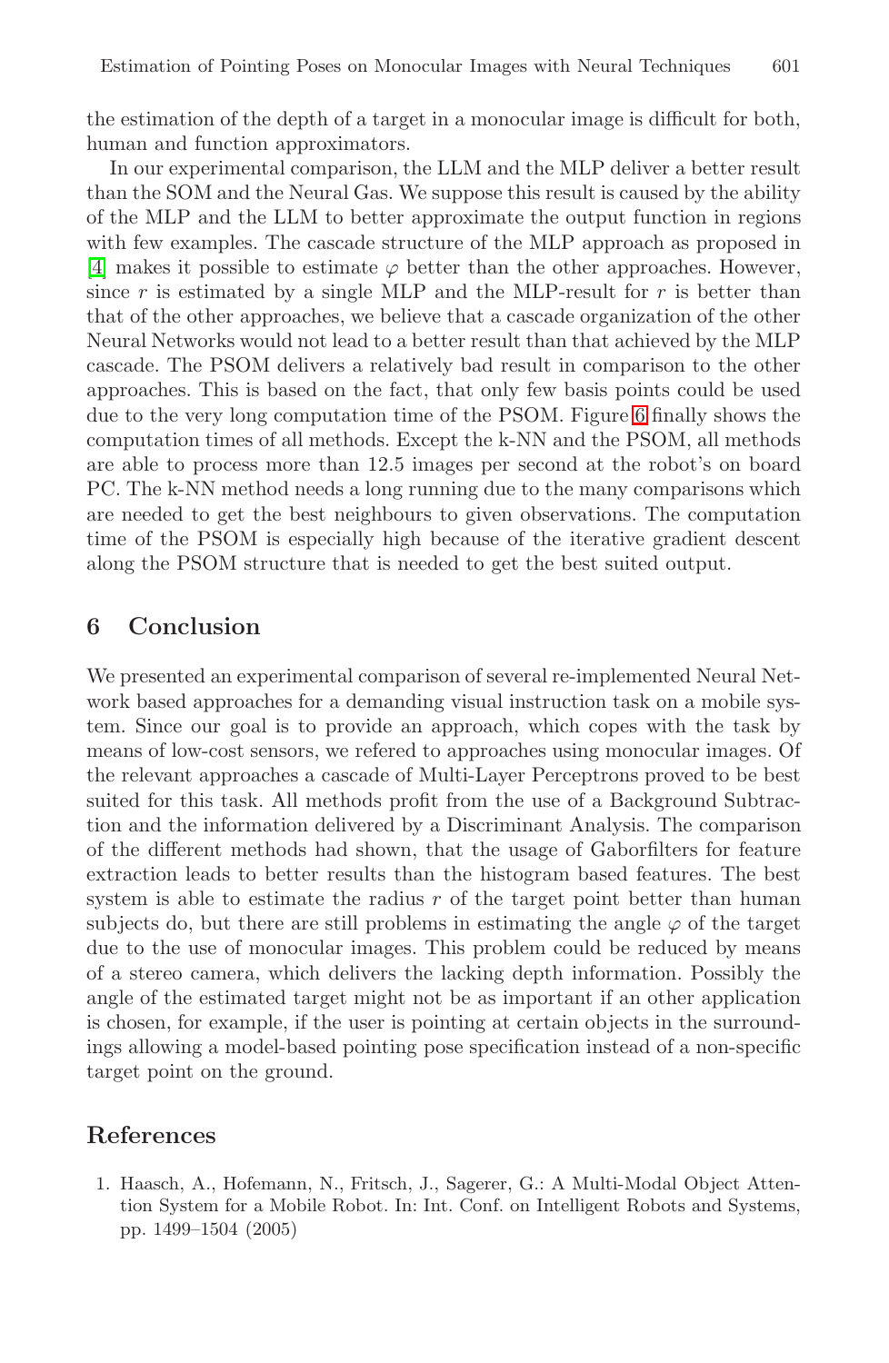the estimation of the depth of a target in a monocular image is difficult for both, human and function approximators.

In our experimental comparison, the LLM and the MLP deliver a better result than the SOM and the Neural Gas. We suppose this result is caused by the ability of the MLP and the LLM to better approximate the output function in regions with few examples. The cascade structure of the MLP approach as proposed in [4] makes it possible to estimate $\varphi$ better than the other approaches. However, since $r$ is estimated by a single MLP and the MLP-result for $r$ is better than that of the other approaches, we believe that a cascade organization of the other Neural Networks would not lead to a better result than that achieved by the MLP cascade. The PSOM delivers a relatively bad result in comparison to the other approaches. This is based on the fact, that only few basis points could be used due to the very long computation time of the PSOM. Figure 6 finally shows the computation times of all methods. Except the k-NN and the PSOM, all methods are able to process more than 12.5 images per second at the robot's on board PC. The k-NN method needs a long running due to the many comparisons which are needed to get the best neighbours to given observations. The computation time of the PSOM is especially high because of the iterative gradient descent along the PSOM structure that is needed to get the best suited output.

## 6 Conclusion

We presented an experimental comparison of several re-implemented Neural Network based approaches for a demanding visual instruction task on a mobile system. Since our goal is to provide an approach, which copes with the task by means of low-cost sensors, we refered to approaches using monocular images. Of the relevant approaches a cascade of Multi-Layer Perceptrons proved to be best suited for this task. All methods profit from the use of a Background Subtraction and the information delivered by a Discriminant Analysis. The comparison of the different methods had shown, that the usage of Gaborfilters for feature extraction leads to better results than the histogram based features. The best system is able to estimate the radius $r$ of the target point better than human subjects do, but there are still problems in estimating the angle $\varphi$ of the target due to the use of monocular images. This problem could be reduced by means of a stereo camera, which delivers the lacking depth information. Possibly the angle of the estimated target might not be as important if an other application is chosen, for example, if the user is pointing at certain objects in the surroundings allowing a model-based pointing pose specification instead of a non-specific target point on the ground.

## References

1. Haasch, A., Hofemann, N., Fritsch, J., Sagerer, G.: A Multi-Modal Object Attention System for a Mobile Robot. In: Int. Conf. on Intelligent Robots and Systems, pp. 1499–1504 (2005)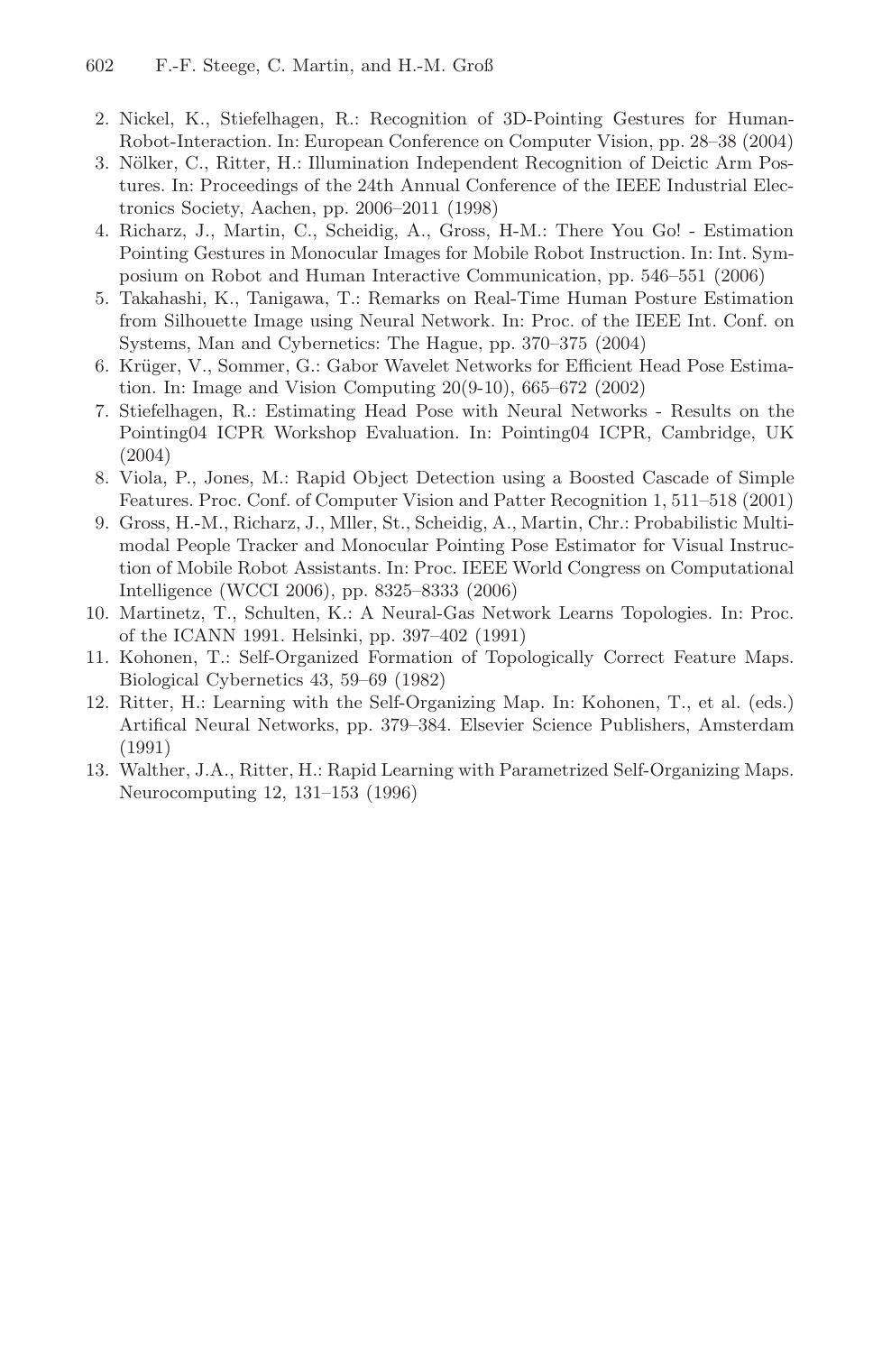2. Nickel, K., Stiefelhagen, R.: Recognition of 3D-Pointing Gestures for Human-Robot-Interaction. In: European Conference on Computer Vision, pp. 28–38 (2004)
3. Nölker, C., Ritter, H.: Illumination Independent Recognition of Deictic Arm Postures. In: Proceedings of the 24th Annual Conference of the IEEE Industrial Electronics Society, Aachen, pp. 2006–2011 (1998)
4. Richarz, J., Martin, C., Scheidig, A., Gross, H-M.: There You Go! - Estimation Pointing Gestures in Monocular Images for Mobile Robot Instruction. In: Int. Symposium on Robot and Human Interactive Communication, pp. 546–551 (2006)
5. Takahashi, K., Tanigawa, T.: Remarks on Real-Time Human Posture Estimation from Silhouette Image using Neural Network. In: Proc. of the IEEE Int. Conf. on Systems, Man and Cybernetics: The Hague, pp. 370–375 (2004)
6. Krüger, V., Sommer, G.: Gabor Wavelet Networks for Efficient Head Pose Estimation. In: Image and Vision Computing 20(9-10), 665–672 (2002)
7. Stiefelhagen, R.: Estimating Head Pose with Neural Networks - Results on the Pointing04 ICPR Workshop Evaluation. In: Pointing04 ICPR, Cambridge, UK (2004)
8. Viola, P., Jones, M.: Rapid Object Detection using a Boosted Cascade of Simple Features. Proc. Conf. of Computer Vision and Patter Recognition 1, 511–518 (2001)
9. Gross, H.-M., Richarz, J., Mller, St., Scheidig, A., Martin, Chr.: Probabilistic Multimodal People Tracker and Monocular Pointing Pose Estimator for Visual Instruction of Mobile Robot Assistants. In: Proc. IEEE World Congress on Computational Intelligence (WCCI 2006), pp. 8325–8333 (2006)
10. Martinetz, T., Schulten, K.: A Neural-Gas Network Learns Topologies. In: Proc. of the ICANN 1991. Helsinki, pp. 397–402 (1991)
11. Kohonen, T.: Self-Organized Formation of Topologically Correct Feature Maps. Biological Cybernetics 43, 59–69 (1982)
12. Ritter, H.: Learning with the Self-Organizing Map. In: Kohonen, T., et al. (eds.) Artifical Neural Networks, pp. 379–384. Elsevier Science Publishers, Amsterdam (1991)
13. Walther, J.A., Ritter, H.: Rapid Learning with Parametrized Self-Organizing Maps. Neurocomputing 12, 131–153 (1996)